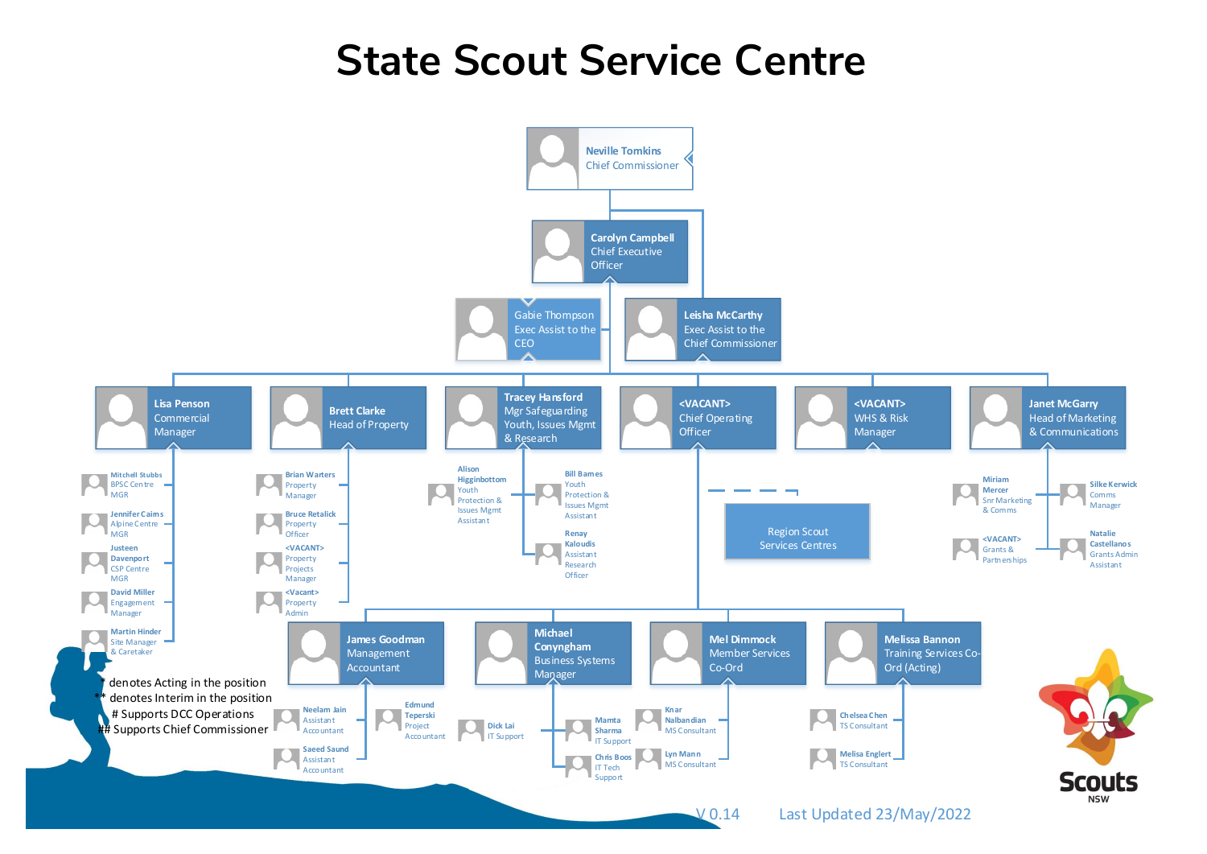# State Scout Service Centre

- **Neville Tomkins** – Chief Commissioner
  - **Leisha McCarthy** – Exec Assist to the Chief Commissioner
  - **Carolyn Campbell** – Chief Executive Officer
    - **Gabie Thompson** – Exec Assist to the CEO
    - **Lisa Penson** – Commercial Manager
      - **Mitchell Stubbs** – BPSC Centre MGR
      - **Jennifer Cairns** – Alpine Centre MGR
      - **Justeen Davenport** – CSP Centre MGR
      - **David Miller** – Engagement Manager
      - **Martin Hinder** – Site Manager & Caretaker
    - **Brett Clarke** – Head of Property
      - **Brian Warters** – Property Manager
      - **Bruce Retalick** – Property Officer
      - **<VACANT>** – Property Projects Manager
      - **<Vacant>** – Property Admin
    - **Tracey Hansford** – Mgr Safeguarding Youth, Issues Mgmt & Research
      - **Alison Higginbottom** – Youth Protection & Issues Mgmt Assistant
      - **Bill Barnes** – Youth Protection & Issues Mgmt Assistant
      - **Renay Kaloudis** – Assistant Research Officer
    - **<VACANT>** – Chief Operating Officer
      - Region Scout Services Centres
      - **James Goodman** – Management Accountant
        - **Neelam Jain** – Assistant Accountant
        - **Saeed Saund** – Assistant Accountant
        - **Edmund Teperski** – Project Accountant
      - **Michael Conyngham** – Business Systems Manager
        - **Dick Lai** – IT Support
        - **Mamta Sharma** – IT Support
        - **Chris Boos** – IT Tech Support
      - **Mel Dimmock** – Member Services Co-Ord
        - **Knar Nalbandian** – MS Consultant
        - **Lyn Mann** – MS Consultant
      - **Melissa Bannon** – Training Services Co-Ord (Acting)
        - **Chelsea Chen** – TS Consultant
        - **Melisa Englert** – TS Consultant
    - **<VACANT>** – WHS & Risk Manager
    - **Janet McGarry** – Head of Marketing & Communications
      - **Miriam Mercer** – Snr Marketing & Comms
      - **Silke Kerwick** – Comms Manager
      - **<VACANT>** – Grants & Partnerships
      - **Natalie Castellanos** – Grants Admin Assistant

\* denotes Acting in the position
** denotes Interim in the position
# Supports DCC Operations
## Supports Chief Commissioner

V 0.14 Last Updated 23/May/2022

Scouts NSW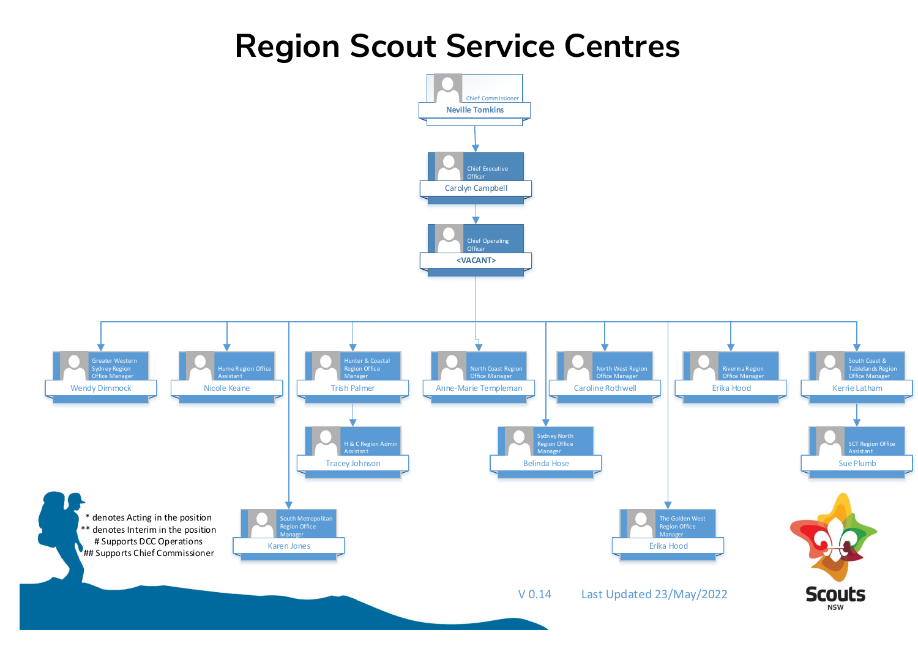# Region Scout Service Centres

Chief Commissioner
**Neville Tomkins**

Chief Executive Officer
Carolyn Campbell

Chief Operating Officer
**<VACANT>**

Greater Western Sydney Region Office Manager
Wendy Dimmock

Hume Region Office Assistant
Nicole Keane

Hunter & Coastal Region Office Manager
Trish Palmer

H & C Region Admin Assistant
Tracey Johnson

North Coast Region Office Manager
Anne-Marie Templeman

North West Region Office Manager
Caroline Rothwell

Riverina Region Office Manager
Erika Hood

South Coast & Tablelands Region Office Manager
Kerrie Latham

SCT Region Office Assistant
Sue Plumb

Sydney North Region Office Manager
Belinda Hose

South Metropolitan Region Office Manager
Karen Jones

The Golden West Region Office Manager
Erika Hood

\* denotes Acting in the position
\*\* denotes Interim in the position
\# Supports DCC Operations
\#\# Supports Chief Commissioner

V 0.14 Last Updated 23/May/2022

Scouts NSW